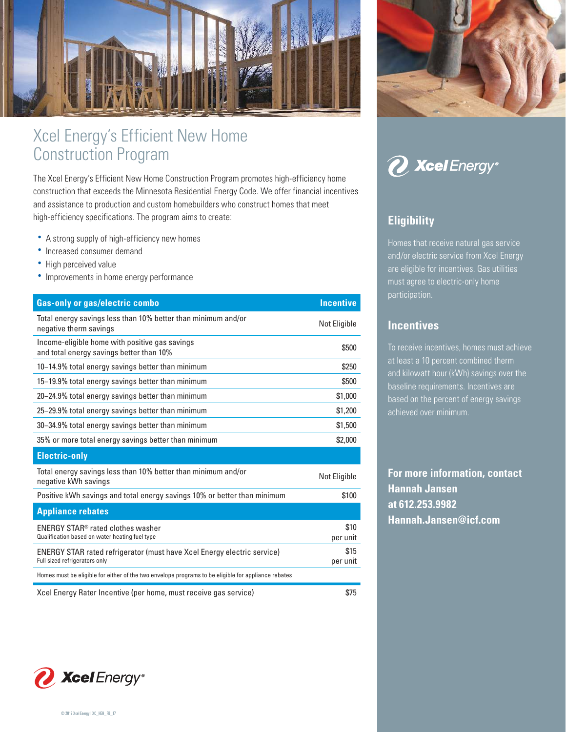# Xcel Energy's Efficient New Home Construction Program

The Xcel Energy's Efficient New Home Construction Program promotes high-efficiency home construction that exceeds the Minnesota Residential Energy Code. We offer financial incentives and assistance to production and custom homebuilders who construct homes that meet high-efficiency specifications. The program aims to create:

- A strong supply of high-efficiency new homes
- Increased consumer demand
- High perceived value
- Improvements in home energy performance

| Gas-only or gas/electric combo | Incentive |
|---|---|
| Total energy savings less than 10% better than minimum and/or negative therm savings | Not Eligible |
| Income-eligible home with positive gas savings and total energy savings better than 10% | $500 |
| 10–14.9% total energy savings better than minimum | $250 |
| 15–19.9% total energy savings better than minimum | $500 |
| 20–24.9% total energy savings better than minimum | $1,000 |
| 25–29.9% total energy savings better than minimum | $1,200 |
| 30–34.9% total energy savings better than minimum | $1,500 |
| 35% or more total energy savings better than minimum | $2,000 |
| **Electric-only** | |
| Total energy savings less than 10% better than minimum and/or negative kWh savings | Not Eligible |
| Positive kWh savings and total energy savings 10% or better than minimum | $100 |
| **Appliance rebates** | |
| ENERGY STAR® rated clothes washer<br>Qualification based on water heating fuel type | $10 per unit |
| ENERGY STAR rated refrigerator (must have Xcel Energy electric service)<br>Full sized refrigerators only | $15 per unit |
| Homes must be eligible for either of the two envelope programs to be eligible for appliance rebates | |
| Xcel Energy Rater Incentive (per home, must receive gas service) | $75 |

## Eligibility

Homes that receive natural gas service and/or electric service from Xcel Energy are eligible for incentives. Gas utilities must agree to electric-only home participation.

## Incentives

To receive incentives, homes must achieve at least a 10 percent combined therm and kilowatt hour (kWh) savings over the baseline requirements. Incentives are based on the percent of energy savings achieved over minimum.

**For more information, contact Hannah Jansen at 612.253.9982 Hannah.Jansen@icf.com**

© 2017 Xcel Energy | XC_HEH_FB_17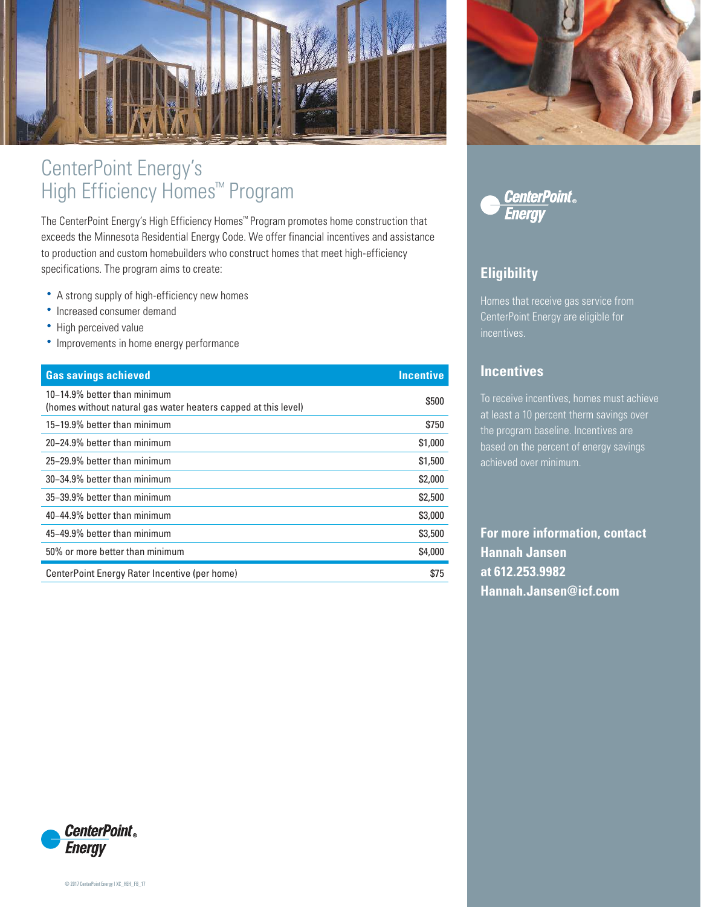# CenterPoint Energy's High Efficiency Homes™ Program

The CenterPoint Energy's High Efficiency Homes™ Program promotes home construction that exceeds the Minnesota Residential Energy Code. We offer financial incentives and assistance to production and custom homebuilders who construct homes that meet high-efficiency specifications. The program aims to create:

- A strong supply of high-efficiency new homes
- Increased consumer demand
- High perceived value
- Improvements in home energy performance

| Gas savings achieved | Incentive |
|---|---|
| 10–14.9% better than minimum (homes without natural gas water heaters capped at this level) | $500 |
| 15–19.9% better than minimum | $750 |
| 20–24.9% better than minimum | $1,000 |
| 25–29.9% better than minimum | $1,500 |
| 30–34.9% better than minimum | $2,000 |
| 35–39.9% better than minimum | $2,500 |
| 40–44.9% better than minimum | $3,000 |
| 45–49.9% better than minimum | $3,500 |
| 50% or more better than minimum | $4,000 |
| CenterPoint Energy Rater Incentive (per home) | $75 |

CenterPoint Energy

## Eligibility

Homes that receive gas service from CenterPoint Energy are eligible for incentives.

## Incentives

To receive incentives, homes must achieve at least a 10 percent therm savings over the program baseline. Incentives are based on the percent of energy savings achieved over minimum.

**For more information, contact Hannah Jansen at 612.253.9982 Hannah.Jansen@icf.com**

CenterPoint Energy

© 2017 CenterPoint Energy | XC_HEH_FB_17